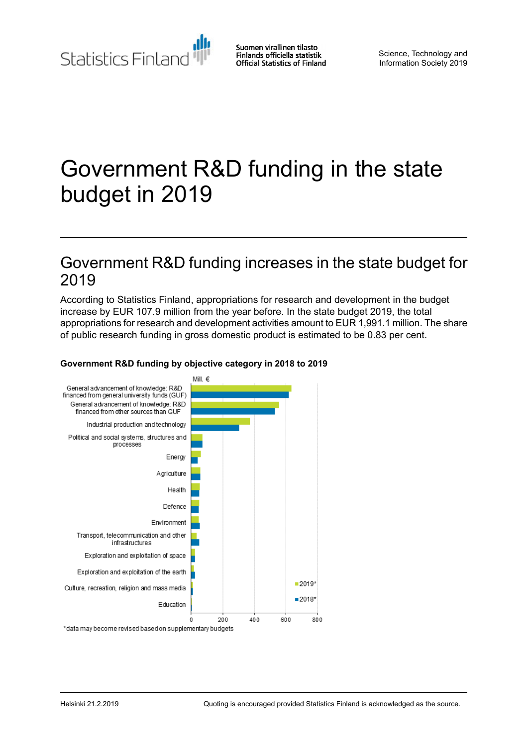Statistics Finland

Suomen virallinen tilasto
Finlands officiella statistik
Official Statistics of Finland

Science, Technology and Information Society 2019

# Government R&D funding in the state budget in 2019

## Government R&D funding increases in the state budget for 2019

According to Statistics Finland, appropriations for research and development in the budget increase by EUR 107.9 million from the year before. In the state budget 2019, the total appropriations for research and development activities amount to EUR 1,991.1 million. The share of public research funding in gross domestic product is estimated to be 0.83 per cent.

**Government R&D funding by objective category in 2018 to 2019**

Mill. €

- General advancement of knowledge: R&D financed from general university funds (GUF)
- General advancement of knowledge: R&D financed from other sources than GUF
- Industrial production and technology
- Political and social systems, structures and processes
- Energy
- Agriculture
- Health
- Defence
- Environment
- Transport, telecommunication and other infrastructures
- Exploration and exploitation of space
- Exploration and exploitation of the earth
- Culture, recreation, religion and mass media
- Education

0 200 400 600 800

2019*
2018*

*data may become revised based on supplementary budgets

Helsinki 21.2.2019

Quoting is encouraged provided Statistics Finland is acknowledged as the source.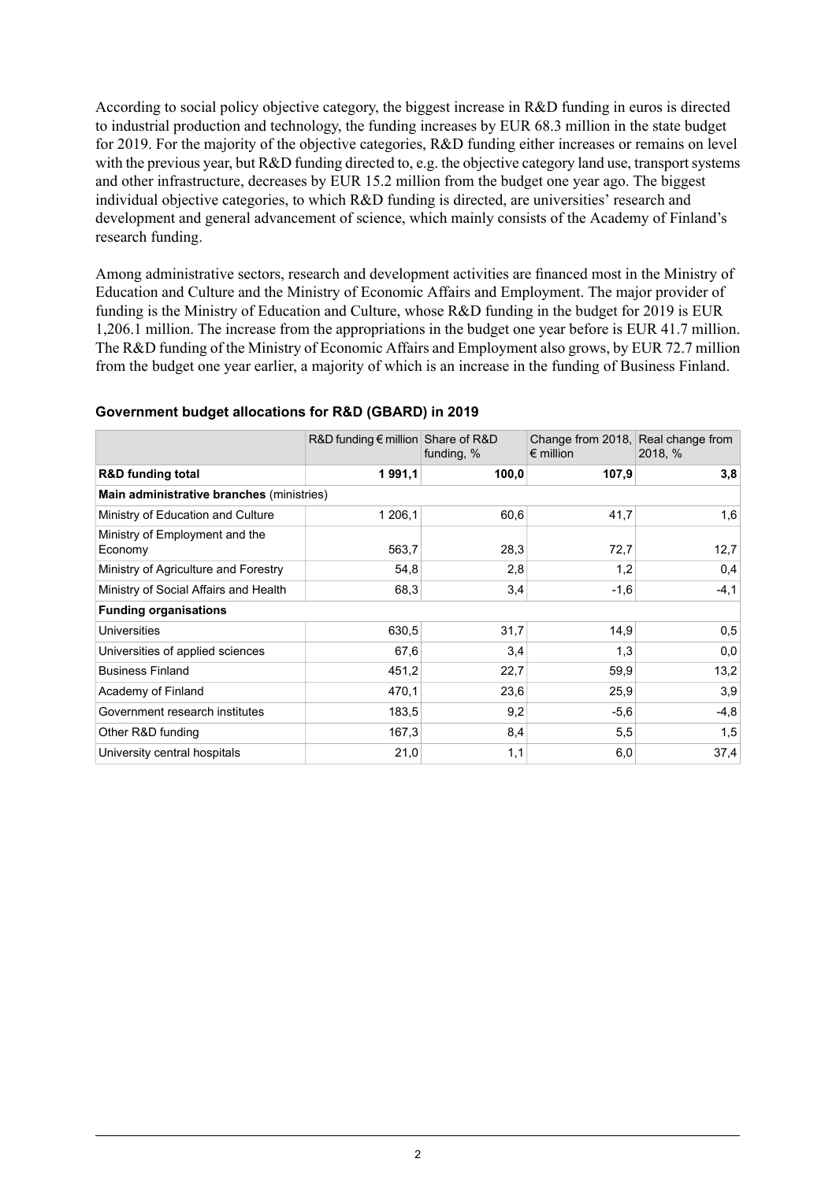According to social policy objective category, the biggest increase in R&D funding in euros is directed to industrial production and technology, the funding increases by EUR 68.3 million in the state budget for 2019. For the majority of the objective categories, R&D funding either increases or remains on level with the previous year, but R&D funding directed to, e.g. the objective category land use, transport systems and other infrastructure, decreases by EUR 15.2 million from the budget one year ago. The biggest individual objective categories, to which R&D funding is directed, are universities' research and development and general advancement of science, which mainly consists of the Academy of Finland's research funding.

Among administrative sectors, research and development activities are financed most in the Ministry of Education and Culture and the Ministry of Economic Affairs and Employment. The major provider of funding is the Ministry of Education and Culture, whose R&D funding in the budget for 2019 is EUR 1,206.1 million. The increase from the appropriations in the budget one year before is EUR 41.7 million. The R&D funding of the Ministry of Economic Affairs and Employment also grows, by EUR 72.7 million from the budget one year earlier, a majority of which is an increase in the funding of Business Finland.

### Government budget allocations for R&D (GBARD) in 2019

| | R&D funding € million | Share of R&D funding, % | Change from 2018, € million | Real change from 2018, % |
|---|---|---|---|---|
| **R&D funding total** | **1 991,1** | **100,0** | **107,9** | **3,8** |
| **Main administrative branches** (ministries) | | | | |
| Ministry of Education and Culture | 1 206,1 | 60,6 | 41,7 | 1,6 |
| Ministry of Employment and the Economy | 563,7 | 28,3 | 72,7 | 12,7 |
| Ministry of Agriculture and Forestry | 54,8 | 2,8 | 1,2 | 0,4 |
| Ministry of Social Affairs and Health | 68,3 | 3,4 | -1,6 | -4,1 |
| **Funding organisations** | | | | |
| Universities | 630,5 | 31,7 | 14,9 | 0,5 |
| Universities of applied sciences | 67,6 | 3,4 | 1,3 | 0,0 |
| Business Finland | 451,2 | 22,7 | 59,9 | 13,2 |
| Academy of Finland | 470,1 | 23,6 | 25,9 | 3,9 |
| Government research institutes | 183,5 | 9,2 | -5,6 | -4,8 |
| Other R&D funding | 167,3 | 8,4 | 5,5 | 1,5 |
| University central hospitals | 21,0 | 1,1 | 6,0 | 37,4 |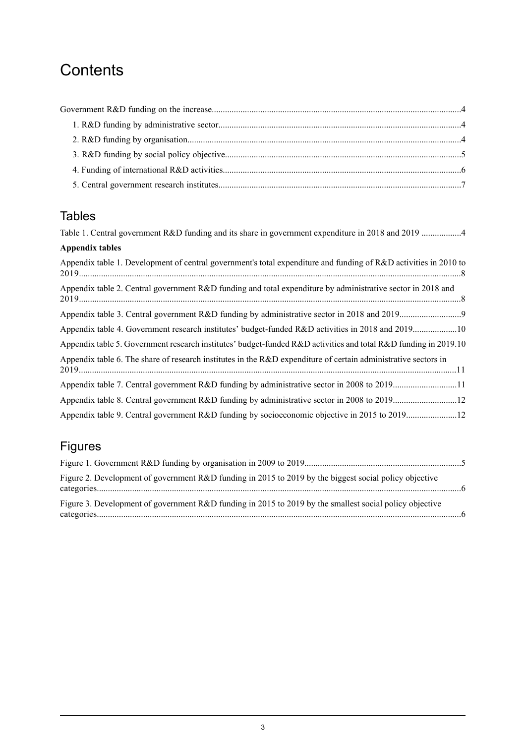# Contents

Government R&D funding on the increase....................4

1. R&D funding by administrative sector....................4
2. R&D funding by organisation....................4
3. R&D funding by social policy objective....................5
4. Funding of international R&D activities....................6
5. Central government research institutes....................7

## Tables

Table 1. Central government R&D funding and its share in government expenditure in 2018 and 2019 ....................4

**Appendix tables**

Appendix table 1. Development of central government's total expenditure and funding of R&D activities in 2010 to 2019....................8

Appendix table 2. Central government R&D funding and total expenditure by administrative sector in 2018 and 2019....................8

Appendix table 3. Central government R&D funding by administrative sector in 2018 and 2019....................9

Appendix table 4. Government research institutes' budget-funded R&D activities in 2018 and 2019....................10

Appendix table 5. Government research institutes' budget-funded R&D activities and total R&D funding in 2019.10

Appendix table 6. The share of research institutes in the R&D expenditure of certain administrative sectors in 2019....................11

Appendix table 7. Central government R&D funding by administrative sector in 2008 to 2019....................11

Appendix table 8. Central government R&D funding by administrative sector in 2008 to 2019....................12

Appendix table 9. Central government R&D funding by socioeconomic objective in 2015 to 2019....................12

## Figures

Figure 1. Government R&D funding by organisation in 2009 to 2019....................5

Figure 2. Development of government R&D funding in 2015 to 2019 by the biggest social policy objective categories....................6

Figure 3. Development of government R&D funding in 2015 to 2019 by the smallest social policy objective categories....................6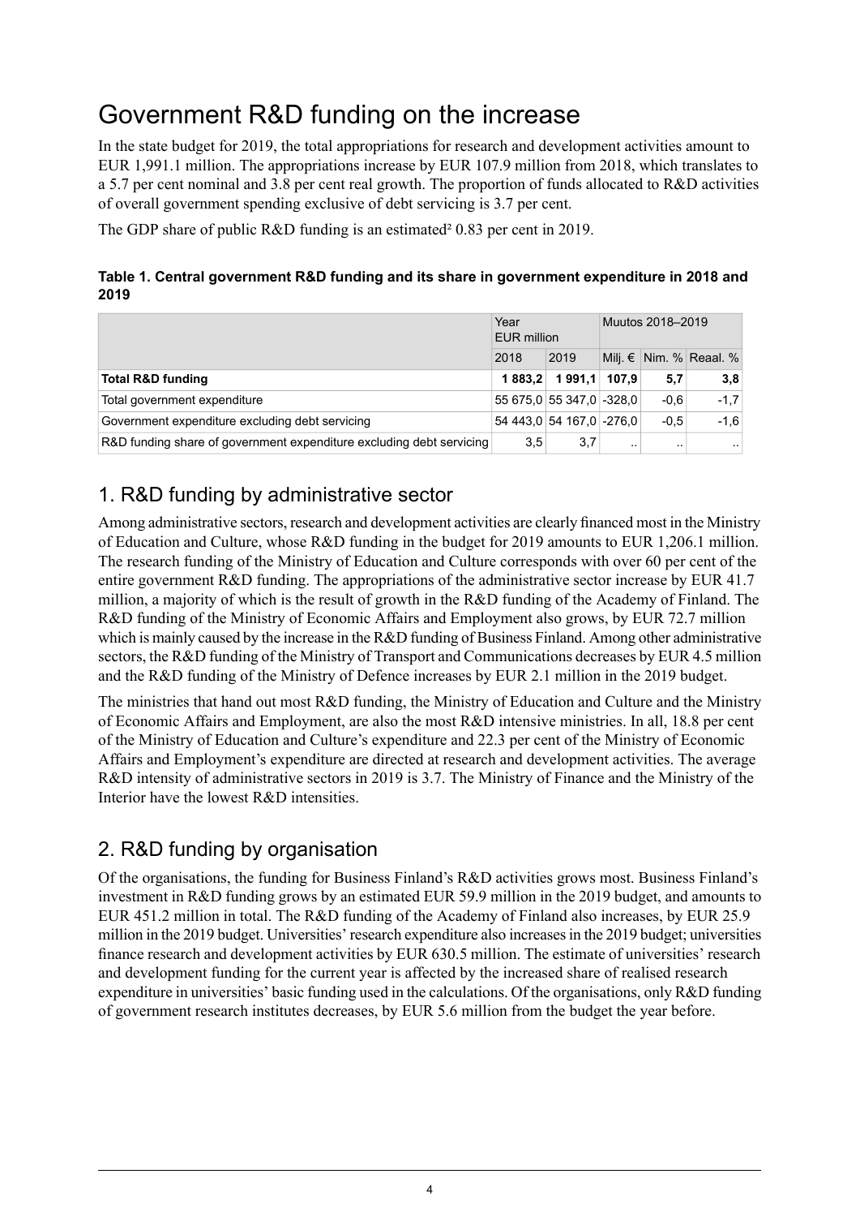// Government R&D funding on the increase

In the state budget for 2019, the total appropriations for research and development activities amount to EUR 1,991.1 million. The appropriations increase by EUR 107.9 million from 2018, which translates to a 5.7 per cent nominal and 3.8 per cent real growth. The proportion of funds allocated to R&D activities of overall government spending exclusive of debt servicing is 3.7 per cent.

The GDP share of public R&D funding is an estimated[2] 0.83 per cent in 2019.

**Table 1. Central government R&D funding and its share in government expenditure in 2018 and 2019**

| | Year EUR million | | Muutos 2018–2019 | | |
|---|---|---|---|---|---|
| | 2018 | 2019 | Milj. € | Nim. % | Reaal. % |
| **Total R&D funding** | **1 883,2** | **1 991,1** | **107,9** | **5,7** | **3,8** |
| Total government expenditure | 55 675,0 | 55 347,0 | -328,0 | -0,6 | -1,7 |
| Government expenditure excluding debt servicing | 54 443,0 | 54 167,0 | -276,0 | -0,5 | -1,6 |
| R&D funding share of government expenditure excluding debt servicing | 3,5 | 3,7 | .. | .. | .. |

## 1. R&D funding by administrative sector

Among administrative sectors, research and development activities are clearly financed most in the Ministry of Education and Culture, whose R&D funding in the budget for 2019 amounts to EUR 1,206.1 million. The research funding of the Ministry of Education and Culture corresponds with over 60 per cent of the entire government R&D funding. The appropriations of the administrative sector increase by EUR 41.7 million, a majority of which is the result of growth in the R&D funding of the Academy of Finland. The R&D funding of the Ministry of Economic Affairs and Employment also grows, by EUR 72.7 million which is mainly caused by the increase in the R&D funding of Business Finland. Among other administrative sectors, the R&D funding of the Ministry of Transport and Communications decreases by EUR 4.5 million and the R&D funding of the Ministry of Defence increases by EUR 2.1 million in the 2019 budget.

The ministries that hand out most R&D funding, the Ministry of Education and Culture and the Ministry of Economic Affairs and Employment, are also the most R&D intensive ministries. In all, 18.8 per cent of the Ministry of Education and Culture's expenditure and 22.3 per cent of the Ministry of Economic Affairs and Employment's expenditure are directed at research and development activities. The average R&D intensity of administrative sectors in 2019 is 3.7. The Ministry of Finance and the Ministry of the Interior have the lowest R&D intensities.

## 2. R&D funding by organisation

Of the organisations, the funding for Business Finland's R&D activities grows most. Business Finland's investment in R&D funding grows by an estimated EUR 59.9 million in the 2019 budget, and amounts to EUR 451.2 million in total. The R&D funding of the Academy of Finland also increases, by EUR 25.9 million in the 2019 budget. Universities' research expenditure also increases in the 2019 budget; universities finance research and development activities by EUR 630.5 million. The estimate of universities' research and development funding for the current year is affected by the increased share of realised research expenditure in universities' basic funding used in the calculations. Of the organisations, only R&D funding of government research institutes decreases, by EUR 5.6 million from the budget the year before.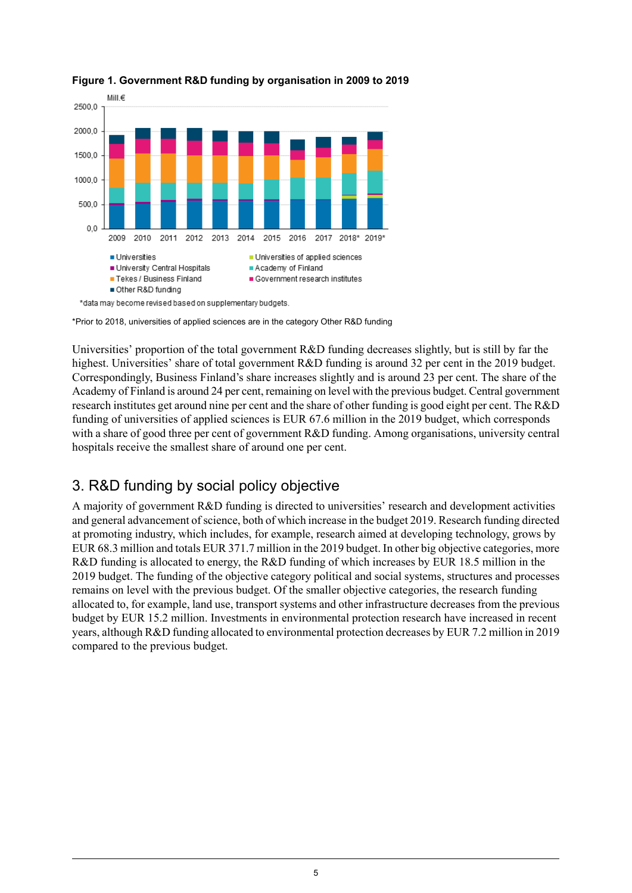**Figure 1. Government R&D funding by organisation in 2009 to 2019**

*data may become revised based on supplementary budgets.

*Prior to 2018, universities of applied sciences are in the category Other R&D funding

Universities' proportion of the total government R&D funding decreases slightly, but is still by far the highest. Universities' share of total government R&D funding is around 32 per cent in the 2019 budget. Correspondingly, Business Finland's share increases slightly and is around 23 per cent. The share of the Academy of Finland is around 24 per cent, remaining on level with the previous budget. Central government research institutes get around nine per cent and the share of other funding is good eight per cent. The R&D funding of universities of applied sciences is EUR 67.6 million in the 2019 budget, which corresponds with a share of good three per cent of government R&D funding. Among organisations, university central hospitals receive the smallest share of around one per cent.

## 3. R&D funding by social policy objective

A majority of government R&D funding is directed to universities' research and development activities and general advancement of science, both of which increase in the budget 2019. Research funding directed at promoting industry, which includes, for example, research aimed at developing technology, grows by EUR 68.3 million and totals EUR 371.7 million in the 2019 budget. In other big objective categories, more R&D funding is allocated to energy, the R&D funding of which increases by EUR 18.5 million in the 2019 budget. The funding of the objective category political and social systems, structures and processes remains on level with the previous budget. Of the smaller objective categories, the research funding allocated to, for example, land use, transport systems and other infrastructure decreases from the previous budget by EUR 15.2 million. Investments in environmental protection research have increased in recent years, although R&D funding allocated to environmental protection decreases by EUR 7.2 million in 2019 compared to the previous budget.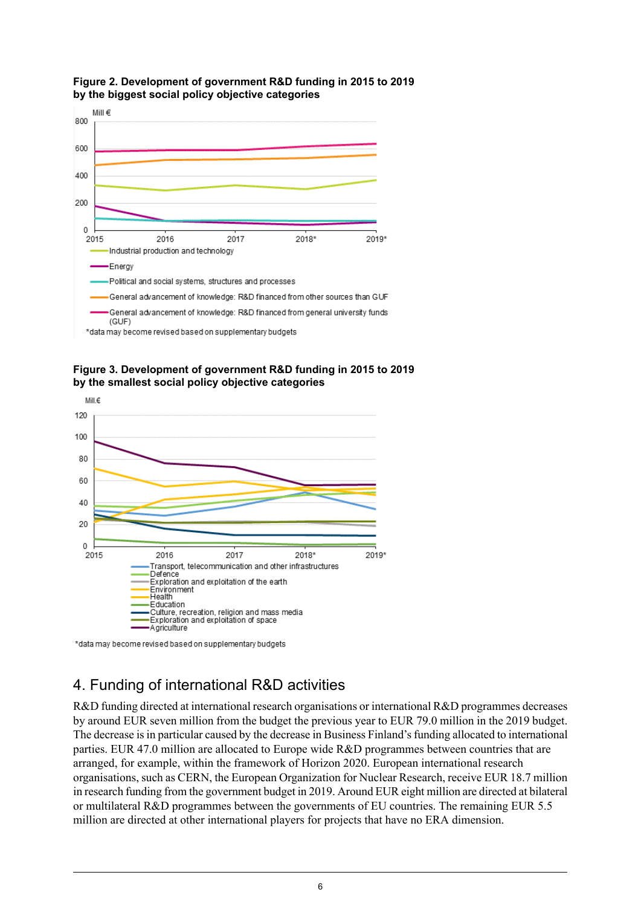**Figure 2. Development of government R&D funding in 2015 to 2019 by the biggest social policy objective categories**

Mill €

- Industrial production and technology
- Energy
- Political and social systems, structures and processes
- General advancement of knowledge: R&D financed from other sources than GUF
- General advancement of knowledge: R&D financed from general university funds (GUF)

*data may become revised based on supplementary budgets

**Figure 3. Development of government R&D funding in 2015 to 2019 by the smallest social policy objective categories**

Mill.€

- Transport, telecommunication and other infrastructures
- Defence
- Exploration and exploitation of the earth
- Environment
- Health
- Education
- Culture, recreation, religion and mass media
- Exploration and exploitation of space
- Agriculture

*data may become revised based on supplementary budgets

## 4. Funding of international R&D activities

R&D funding directed at international research organisations or international R&D programmes decreases by around EUR seven million from the budget the previous year to EUR 79.0 million in the 2019 budget. The decrease is in particular caused by the decrease in Business Finland's funding allocated to international parties. EUR 47.0 million are allocated to Europe wide R&D programmes between countries that are arranged, for example, within the framework of Horizon 2020. European international research organisations, such as CERN, the European Organization for Nuclear Research, receive EUR 18.7 million in research funding from the government budget in 2019. Around EUR eight million are directed at bilateral or multilateral R&D programmes between the governments of EU countries. The remaining EUR 5.5 million are directed at other international players for projects that have no ERA dimension.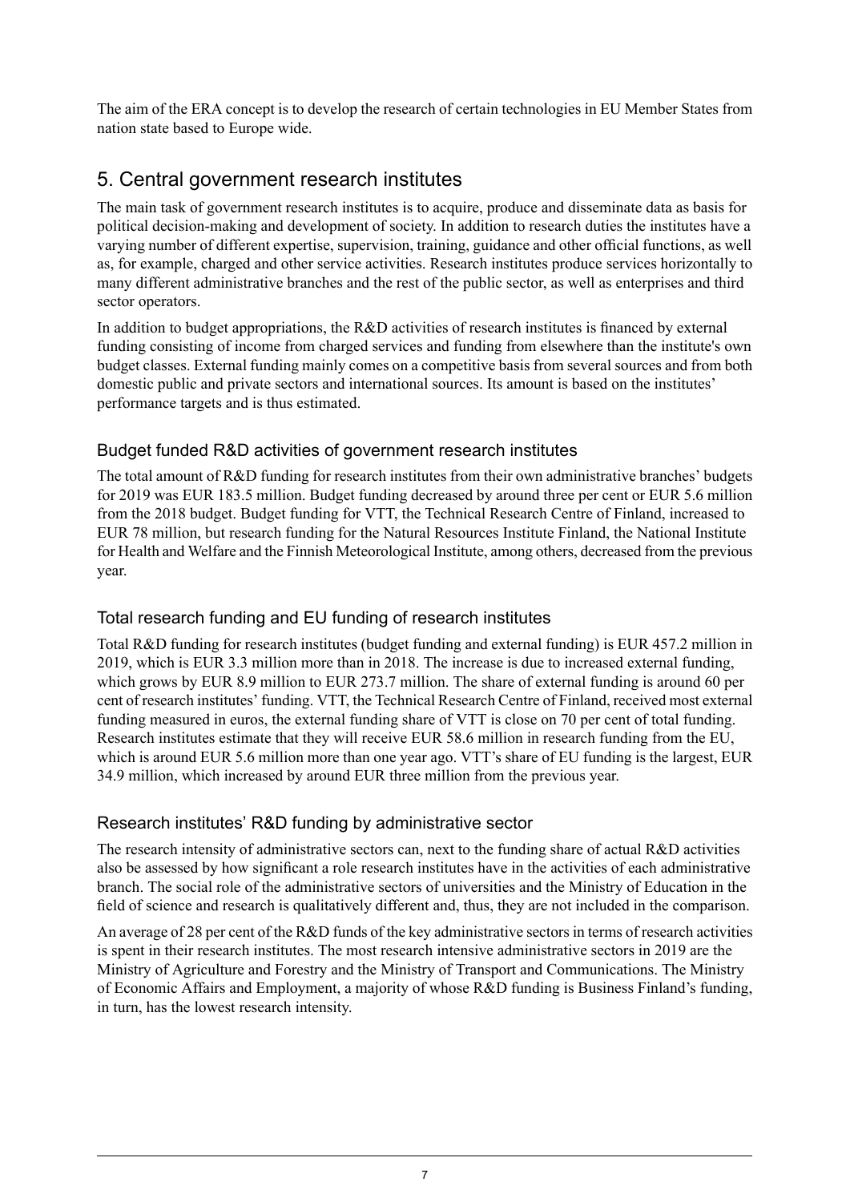The aim of the ERA concept is to develop the research of certain technologies in EU Member States from nation state based to Europe wide.

## 5. Central government research institutes

The main task of government research institutes is to acquire, produce and disseminate data as basis for political decision-making and development of society. In addition to research duties the institutes have a varying number of different expertise, supervision, training, guidance and other official functions, as well as, for example, charged and other service activities. Research institutes produce services horizontally to many different administrative branches and the rest of the public sector, as well as enterprises and third sector operators.

In addition to budget appropriations, the R&D activities of research institutes is financed by external funding consisting of income from charged services and funding from elsewhere than the institute's own budget classes. External funding mainly comes on a competitive basis from several sources and from both domestic public and private sectors and international sources. Its amount is based on the institutes' performance targets and is thus estimated.

### Budget funded R&D activities of government research institutes

The total amount of R&D funding for research institutes from their own administrative branches' budgets for 2019 was EUR 183.5 million. Budget funding decreased by around three per cent or EUR 5.6 million from the 2018 budget. Budget funding for VTT, the Technical Research Centre of Finland, increased to EUR 78 million, but research funding for the Natural Resources Institute Finland, the National Institute for Health and Welfare and the Finnish Meteorological Institute, among others, decreased from the previous year.

### Total research funding and EU funding of research institutes

Total R&D funding for research institutes (budget funding and external funding) is EUR 457.2 million in 2019, which is EUR 3.3 million more than in 2018. The increase is due to increased external funding, which grows by EUR 8.9 million to EUR 273.7 million. The share of external funding is around 60 per cent of research institutes' funding. VTT, the Technical Research Centre of Finland, received most external funding measured in euros, the external funding share of VTT is close on 70 per cent of total funding. Research institutes estimate that they will receive EUR 58.6 million in research funding from the EU, which is around EUR 5.6 million more than one year ago. VTT's share of EU funding is the largest, EUR 34.9 million, which increased by around EUR three million from the previous year.

### Research institutes' R&D funding by administrative sector

The research intensity of administrative sectors can, next to the funding share of actual R&D activities also be assessed by how significant a role research institutes have in the activities of each administrative branch. The social role of the administrative sectors of universities and the Ministry of Education in the field of science and research is qualitatively different and, thus, they are not included in the comparison.

An average of 28 per cent of the R&D funds of the key administrative sectors in terms of research activities is spent in their research institutes. The most research intensive administrative sectors in 2019 are the Ministry of Agriculture and Forestry and the Ministry of Transport and Communications. The Ministry of Economic Affairs and Employment, a majority of whose R&D funding is Business Finland's funding, in turn, has the lowest research intensity.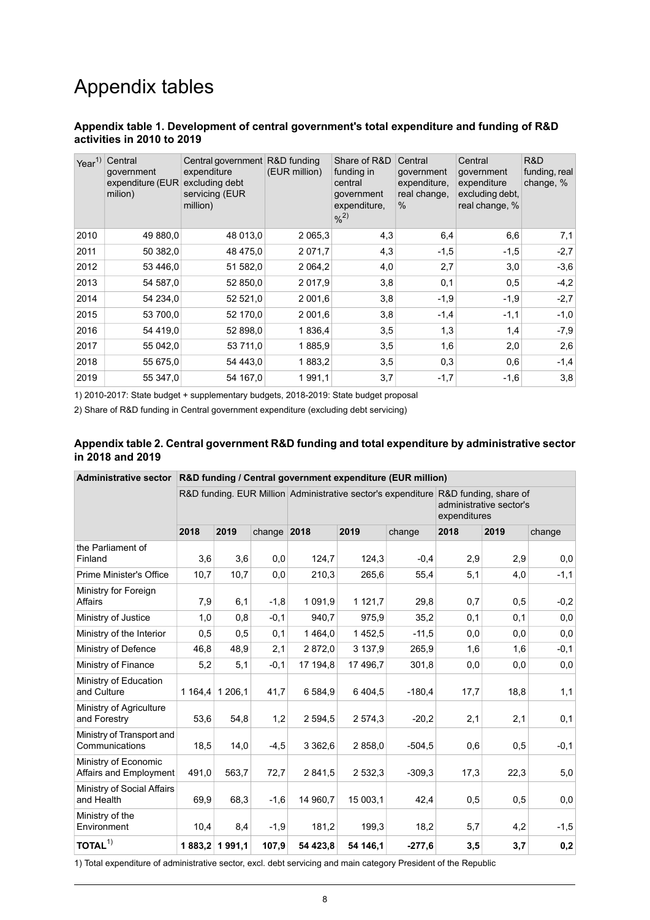# Appendix tables

### Appendix table 1. Development of central government's total expenditure and funding of R&D activities in 2010 to 2019

| Year[1] | Central government expenditure (EUR milion) | Central government expenditure excluding debt servicing (EUR million) | R&D funding (EUR million) | Share of R&D funding in central government expenditure, %[2] | Central government expenditure, real change, % | Central government expenditure excluding debt, real change, % | R&D funding, real change, % |
|---|---|---|---|---|---|---|---|
| 2010 | 49 880,0 | 48 013,0 | 2 065,3 | 4,3 | 6,4 | 6,6 | 7,1 |
| 2011 | 50 382,0 | 48 475,0 | 2 071,7 | 4,3 | -1,5 | -1,5 | -2,7 |
| 2012 | 53 446,0 | 51 582,0 | 2 064,2 | 4,0 | 2,7 | 3,0 | -3,6 |
| 2013 | 54 587,0 | 52 850,0 | 2 017,9 | 3,8 | 0,1 | 0,5 | -4,2 |
| 2014 | 54 234,0 | 52 521,0 | 2 001,6 | 3,8 | -1,9 | -1,9 | -2,7 |
| 2015 | 53 700,0 | 52 170,0 | 2 001,6 | 3,8 | -1,4 | -1,1 | -1,0 |
| 2016 | 54 419,0 | 52 898,0 | 1 836,4 | 3,5 | 1,3 | 1,4 | -7,9 |
| 2017 | 55 042,0 | 53 711,0 | 1 885,9 | 3,5 | 1,6 | 2,0 | 2,6 |
| 2018 | 55 675,0 | 54 443,0 | 1 883,2 | 3,5 | 0,3 | 0,6 | -1,4 |
| 2019 | 55 347,0 | 54 167,0 | 1 991,1 | 3,7 | -1,7 | -1,6 | 3,8 |

1) 2010-2017: State budget + supplementary budgets, 2018-2019: State budget proposal

2) Share of R&D funding in Central government expenditure (excluding debt servicing)

### Appendix table 2. Central government R&D funding and total expenditure by administrative sector in 2018 and 2019

| Administrative sector | R&D funding / Central government expenditure (EUR million) | | | | | | | | |
|---|---|---|---|---|---|---|---|---|---|
| | R&D funding. EUR Million | | | Administrative sector's expenditure | | | R&D funding, share of administrative sector's expenditures | | |
| | 2018 | 2019 | change | 2018 | 2019 | change | 2018 | 2019 | change |
| the Parliament of Finland | 3,6 | 3,6 | 0,0 | 124,7 | 124,3 | -0,4 | 2,9 | 2,9 | 0,0 |
| Prime Minister's Office | 10,7 | 10,7 | 0,0 | 210,3 | 265,6 | 55,4 | 5,1 | 4,0 | -1,1 |
| Ministry for Foreign Affairs | 7,9 | 6,1 | -1,8 | 1 091,9 | 1 121,7 | 29,8 | 0,7 | 0,5 | -0,2 |
| Ministry of Justice | 1,0 | 0,8 | -0,1 | 940,7 | 975,9 | 35,2 | 0,1 | 0,1 | 0,0 |
| Ministry of the Interior | 0,5 | 0,5 | 0,1 | 1 464,0 | 1 452,5 | -11,5 | 0,0 | 0,0 | 0,0 |
| Ministry of Defence | 46,8 | 48,9 | 2,1 | 2 872,0 | 3 137,9 | 265,9 | 1,6 | 1,6 | -0,1 |
| Ministry of Finance | 5,2 | 5,1 | -0,1 | 17 194,8 | 17 496,7 | 301,8 | 0,0 | 0,0 | 0,0 |
| Ministry of Education and Culture | 1 164,4 | 1 206,1 | 41,7 | 6 584,9 | 6 404,5 | -180,4 | 17,7 | 18,8 | 1,1 |
| Ministry of Agriculture and Forestry | 53,6 | 54,8 | 1,2 | 2 594,5 | 2 574,3 | -20,2 | 2,1 | 2,1 | 0,1 |
| Ministry of Transport and Communications | 18,5 | 14,0 | -4,5 | 3 362,6 | 2 858,0 | -504,5 | 0,6 | 0,5 | -0,1 |
| Ministry of Economic Affairs and Employment | 491,0 | 563,7 | 72,7 | 2 841,5 | 2 532,3 | -309,3 | 17,3 | 22,3 | 5,0 |
| Ministry of Social Affairs and Health | 69,9 | 68,3 | -1,6 | 14 960,7 | 15 003,1 | 42,4 | 0,5 | 0,5 | 0,0 |
| Ministry of the Environment | 10,4 | 8,4 | -1,9 | 181,2 | 199,3 | 18,2 | 5,7 | 4,2 | -1,5 |
| **TOTAL**[1] | **1 883,2** | **1 991,1** | **107,9** | **54 423,8** | **54 146,1** | **-277,6** | **3,5** | **3,7** | **0,2** |

1) Total expenditure of administrative sector, excl. debt servicing and main category President of the Republic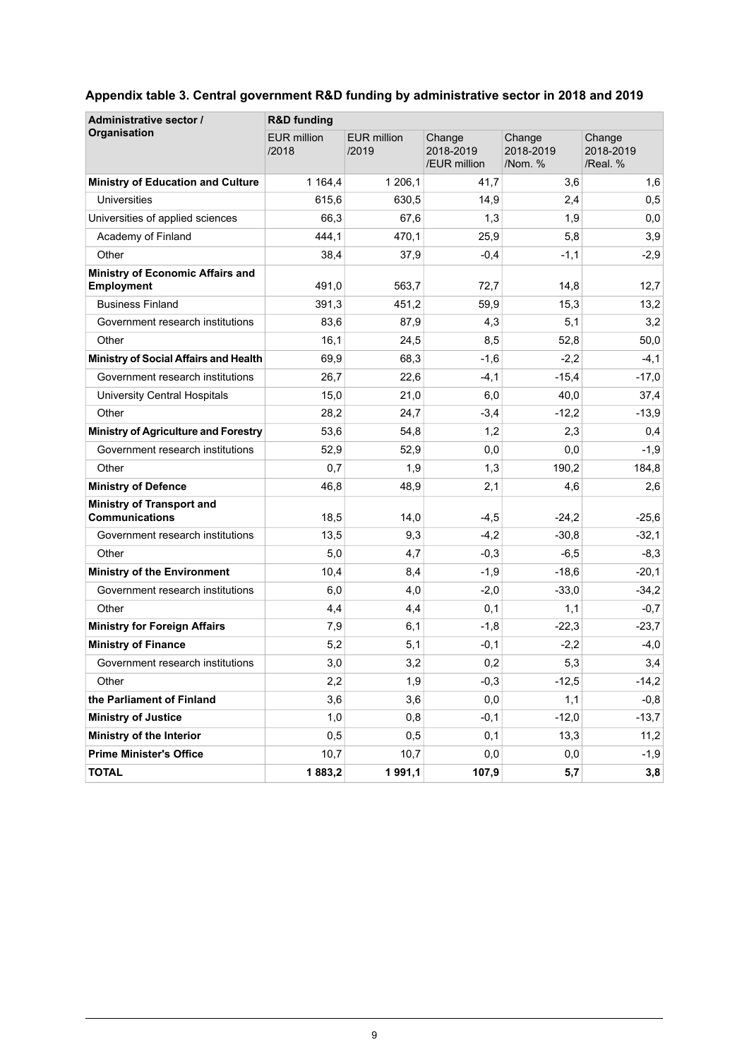### Appendix table 3. Central government R&D funding by administrative sector in 2018 and 2019

| Administrative sector / Organisation | R&D funding | | | | |
|---|---|---|---|---|---|
| | EUR million /2018 | EUR million /2019 | Change 2018-2019 /EUR million | Change 2018-2019 /Nom. % | Change 2018-2019 /Real. % |
| **Ministry of Education and Culture** | 1 164,4 | 1 206,1 | 41,7 | 3,6 | 1,6 |
| Universities | 615,6 | 630,5 | 14,9 | 2,4 | 0,5 |
| Universities of applied sciences | 66,3 | 67,6 | 1,3 | 1,9 | 0,0 |
| Academy of Finland | 444,1 | 470,1 | 25,9 | 5,8 | 3,9 |
| Other | 38,4 | 37,9 | -0,4 | -1,1 | -2,9 |
| **Ministry of Economic Affairs and Employment** | 491,0 | 563,7 | 72,7 | 14,8 | 12,7 |
| Business Finland | 391,3 | 451,2 | 59,9 | 15,3 | 13,2 |
| Government research institutions | 83,6 | 87,9 | 4,3 | 5,1 | 3,2 |
| Other | 16,1 | 24,5 | 8,5 | 52,8 | 50,0 |
| **Ministry of Social Affairs and Health** | 69,9 | 68,3 | -1,6 | -2,2 | -4,1 |
| Government research institutions | 26,7 | 22,6 | -4,1 | -15,4 | -17,0 |
| University Central Hospitals | 15,0 | 21,0 | 6,0 | 40,0 | 37,4 |
| Other | 28,2 | 24,7 | -3,4 | -12,2 | -13,9 |
| **Ministry of Agriculture and Forestry** | 53,6 | 54,8 | 1,2 | 2,3 | 0,4 |
| Government research institutions | 52,9 | 52,9 | 0,0 | 0,0 | -1,9 |
| Other | 0,7 | 1,9 | 1,3 | 190,2 | 184,8 |
| **Ministry of Defence** | 46,8 | 48,9 | 2,1 | 4,6 | 2,6 |
| **Ministry of Transport and Communications** | 18,5 | 14,0 | -4,5 | -24,2 | -25,6 |
| Government research institutions | 13,5 | 9,3 | -4,2 | -30,8 | -32,1 |
| Other | 5,0 | 4,7 | -0,3 | -6,5 | -8,3 |
| **Ministry of the Environment** | 10,4 | 8,4 | -1,9 | -18,6 | -20,1 |
| Government research institutions | 6,0 | 4,0 | -2,0 | -33,0 | -34,2 |
| Other | 4,4 | 4,4 | 0,1 | 1,1 | -0,7 |
| **Ministry for Foreign Affairs** | 7,9 | 6,1 | -1,8 | -22,3 | -23,7 |
| **Ministry of Finance** | 5,2 | 5,1 | -0,1 | -2,2 | -4,0 |
| Government research institutions | 3,0 | 3,2 | 0,2 | 5,3 | 3,4 |
| Other | 2,2 | 1,9 | -0,3 | -12,5 | -14,2 |
| **the Parliament of Finland** | 3,6 | 3,6 | 0,0 | 1,1 | -0,8 |
| **Ministry of Justice** | 1,0 | 0,8 | -0,1 | -12,0 | -13,7 |
| **Ministry of the Interior** | 0,5 | 0,5 | 0,1 | 13,3 | 11,2 |
| **Prime Minister's Office** | 10,7 | 10,7 | 0,0 | 0,0 | -1,9 |
| **TOTAL** | **1 883,2** | **1 991,1** | **107,9** | **5,7** | **3,8** |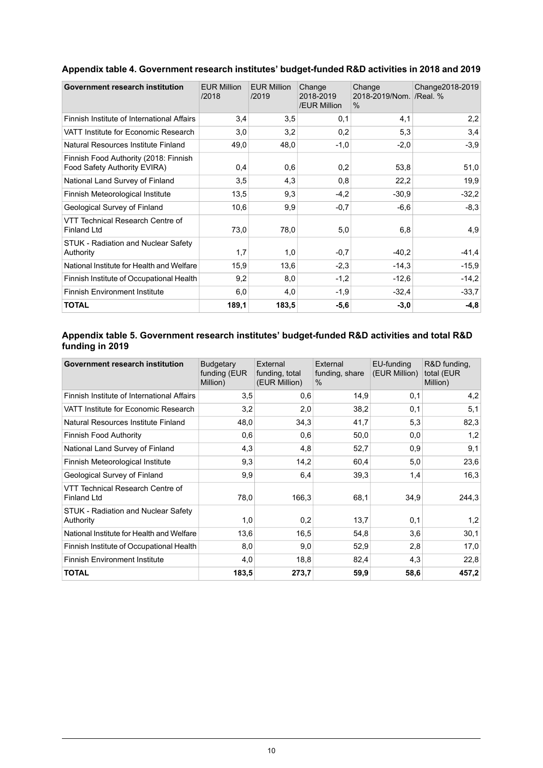### Appendix table 4. Government research institutes' budget-funded R&D activities in 2018 and 2019

| Government research institution | EUR Million /2018 | EUR Million /2019 | Change 2018-2019 /EUR Million | Change 2018-2019/Nom. % | Change2018-2019 /Real. % |
|---|---|---|---|---|---|
| Finnish Institute of International Affairs | 3,4 | 3,5 | 0,1 | 4,1 | 2,2 |
| VATT Institute for Economic Research | 3,0 | 3,2 | 0,2 | 5,3 | 3,4 |
| Natural Resources Institute Finland | 49,0 | 48,0 | -1,0 | -2,0 | -3,9 |
| Finnish Food Authority (2018: Finnish Food Safety Authority EVIRA) | 0,4 | 0,6 | 0,2 | 53,8 | 51,0 |
| National Land Survey of Finland | 3,5 | 4,3 | 0,8 | 22,2 | 19,9 |
| Finnish Meteorological Institute | 13,5 | 9,3 | -4,2 | -30,9 | -32,2 |
| Geological Survey of Finland | 10,6 | 9,9 | -0,7 | -6,6 | -8,3 |
| VTT Technical Research Centre of Finland Ltd | 73,0 | 78,0 | 5,0 | 6,8 | 4,9 |
| STUK - Radiation and Nuclear Safety Authority | 1,7 | 1,0 | -0,7 | -40,2 | -41,4 |
| National Institute for Health and Welfare | 15,9 | 13,6 | -2,3 | -14,3 | -15,9 |
| Finnish Institute of Occupational Health | 9,2 | 8,0 | -1,2 | -12,6 | -14,2 |
| Finnish Environment Institute | 6,0 | 4,0 | -1,9 | -32,4 | -33,7 |
| **TOTAL** | **189,1** | **183,5** | **-5,6** | **-3,0** | **-4,8** |

### Appendix table 5. Government research institutes' budget-funded R&D activities and total R&D funding in 2019

| Government research institution | Budgetary funding (EUR Million) | External funding, total (EUR Million) | External funding, share % | EU-funding (EUR Million) | R&D funding, total (EUR Million) |
|---|---|---|---|---|---|
| Finnish Institute of International Affairs | 3,5 | 0,6 | 14,9 | 0,1 | 4,2 |
| VATT Institute for Economic Research | 3,2 | 2,0 | 38,2 | 0,1 | 5,1 |
| Natural Resources Institute Finland | 48,0 | 34,3 | 41,7 | 5,3 | 82,3 |
| Finnish Food Authority | 0,6 | 0,6 | 50,0 | 0,0 | 1,2 |
| National Land Survey of Finland | 4,3 | 4,8 | 52,7 | 0,9 | 9,1 |
| Finnish Meteorological Institute | 9,3 | 14,2 | 60,4 | 5,0 | 23,6 |
| Geological Survey of Finland | 9,9 | 6,4 | 39,3 | 1,4 | 16,3 |
| VTT Technical Research Centre of Finland Ltd | 78,0 | 166,3 | 68,1 | 34,9 | 244,3 |
| STUK - Radiation and Nuclear Safety Authority | 1,0 | 0,2 | 13,7 | 0,1 | 1,2 |
| National Institute for Health and Welfare | 13,6 | 16,5 | 54,8 | 3,6 | 30,1 |
| Finnish Institute of Occupational Health | 8,0 | 9,0 | 52,9 | 2,8 | 17,0 |
| Finnish Environment Institute | 4,0 | 18,8 | 82,4 | 4,3 | 22,8 |
| **TOTAL** | **183,5** | **273,7** | **59,9** | **58,6** | **457,2** |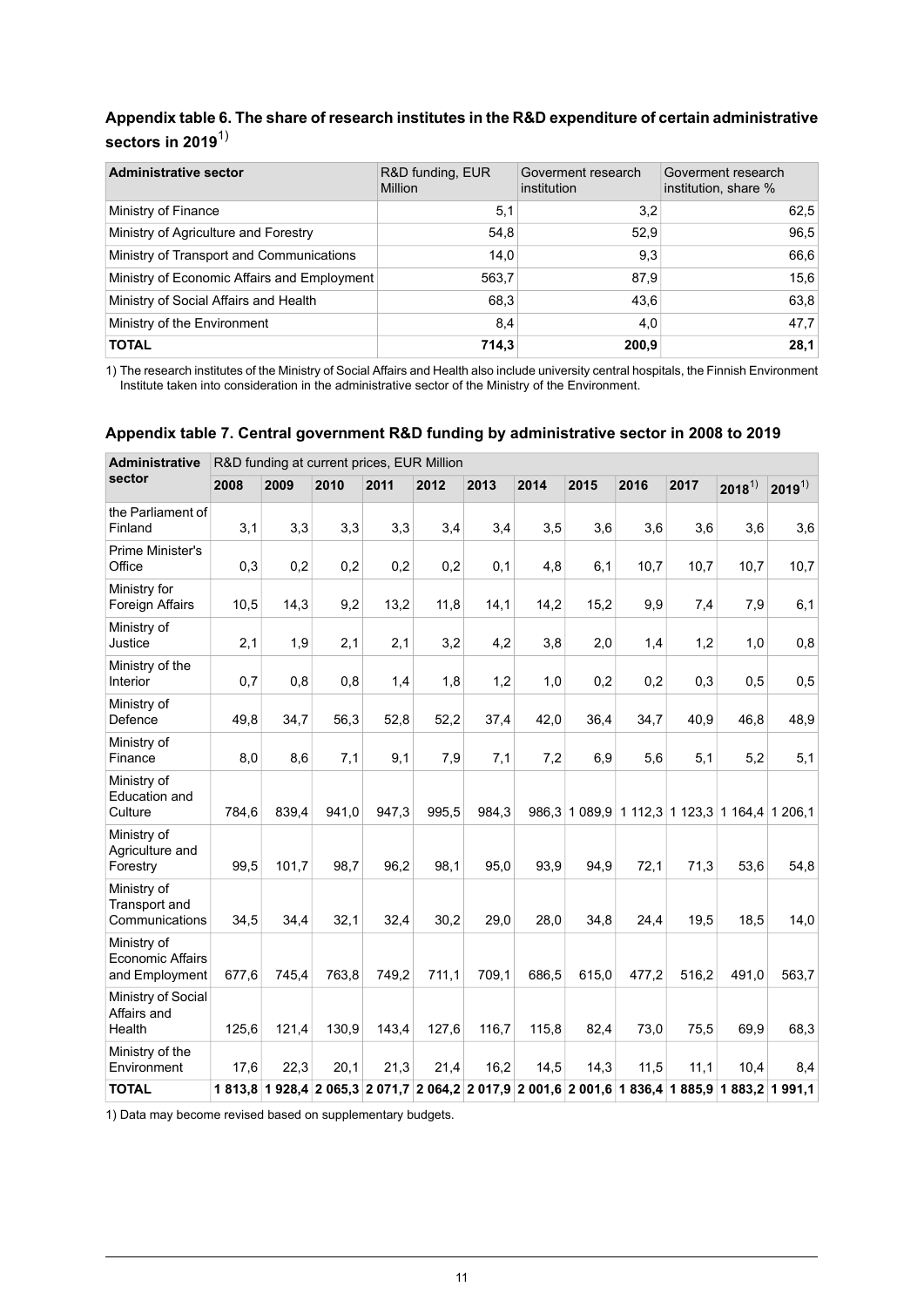### Appendix table 6. The share of research institutes in the R&D expenditure of certain administrative sectors in 2019[1)]

| Administrative sector | R&D funding, EUR Million | Goverment research institution | Goverment research institution, share % |
|---|---|---|---|
| Ministry of Finance | 5,1 | 3,2 | 62,5 |
| Ministry of Agriculture and Forestry | 54,8 | 52,9 | 96,5 |
| Ministry of Transport and Communications | 14,0 | 9,3 | 66,6 |
| Ministry of Economic Affairs and Employment | 563,7 | 87,9 | 15,6 |
| Ministry of Social Affairs and Health | 68,3 | 43,6 | 63,8 |
| Ministry of the Environment | 8,4 | 4,0 | 47,7 |
| **TOTAL** | **714,3** | **200,9** | **28,1** |

1) The research institutes of the Ministry of Social Affairs and Health also include university central hospitals, the Finnish Environment Institute taken into consideration in the administrative sector of the Ministry of the Environment.

### Appendix table 7. Central government R&D funding by administrative sector in 2008 to 2019

| Administrative sector | R&D funding at current prices, EUR Million | | | | | | | | | | | |
|---|---|---|---|---|---|---|---|---|---|---|---|---|
| | 2008 | 2009 | 2010 | 2011 | 2012 | 2013 | 2014 | 2015 | 2016 | 2017 | 2018[1)] | 2019[1)] |
| the Parliament of Finland | 3,1 | 3,3 | 3,3 | 3,3 | 3,4 | 3,4 | 3,5 | 3,6 | 3,6 | 3,6 | 3,6 | 3,6 |
| Prime Minister's Office | 0,3 | 0,2 | 0,2 | 0,2 | 0,2 | 0,1 | 4,8 | 6,1 | 10,7 | 10,7 | 10,7 | 10,7 |
| Ministry for Foreign Affairs | 10,5 | 14,3 | 9,2 | 13,2 | 11,8 | 14,1 | 14,2 | 15,2 | 9,9 | 7,4 | 7,9 | 6,1 |
| Ministry of Justice | 2,1 | 1,9 | 2,1 | 2,1 | 3,2 | 4,2 | 3,8 | 2,0 | 1,4 | 1,2 | 1,0 | 0,8 |
| Ministry of the Interior | 0,7 | 0,8 | 0,8 | 1,4 | 1,8 | 1,2 | 1,0 | 0,2 | 0,2 | 0,3 | 0,5 | 0,5 |
| Ministry of Defence | 49,8 | 34,7 | 56,3 | 52,8 | 52,2 | 37,4 | 42,0 | 36,4 | 34,7 | 40,9 | 46,8 | 48,9 |
| Ministry of Finance | 8,0 | 8,6 | 7,1 | 9,1 | 7,9 | 7,1 | 7,2 | 6,9 | 5,6 | 5,1 | 5,2 | 5,1 |
| Ministry of Education and Culture | 784,6 | 839,4 | 941,0 | 947,3 | 995,5 | 984,3 | 986,3 | 1 089,9 | 1 112,3 | 1 123,3 | 1 164,4 | 1 206,1 |
| Ministry of Agriculture and Forestry | 99,5 | 101,7 | 98,7 | 96,2 | 98,1 | 95,0 | 93,9 | 94,9 | 72,1 | 71,3 | 53,6 | 54,8 |
| Ministry of Transport and Communications | 34,5 | 34,4 | 32,1 | 32,4 | 30,2 | 29,0 | 28,0 | 34,8 | 24,4 | 19,5 | 18,5 | 14,0 |
| Ministry of Economic Affairs and Employment | 677,6 | 745,4 | 763,8 | 749,2 | 711,1 | 709,1 | 686,5 | 615,0 | 477,2 | 516,2 | 491,0 | 563,7 |
| Ministry of Social Affairs and Health | 125,6 | 121,4 | 130,9 | 143,4 | 127,6 | 116,7 | 115,8 | 82,4 | 73,0 | 75,5 | 69,9 | 68,3 |
| Ministry of the Environment | 17,6 | 22,3 | 20,1 | 21,3 | 21,4 | 16,2 | 14,5 | 14,3 | 11,5 | 11,1 | 10,4 | 8,4 |
| **TOTAL** | **1 813,8** | **1 928,4** | **2 065,3** | **2 071,7** | **2 064,2** | **2 017,9** | **2 001,6** | **2 001,6** | **1 836,4** | **1 885,9** | **1 883,2** | **1 991,1** |

1) Data may become revised based on supplementary budgets.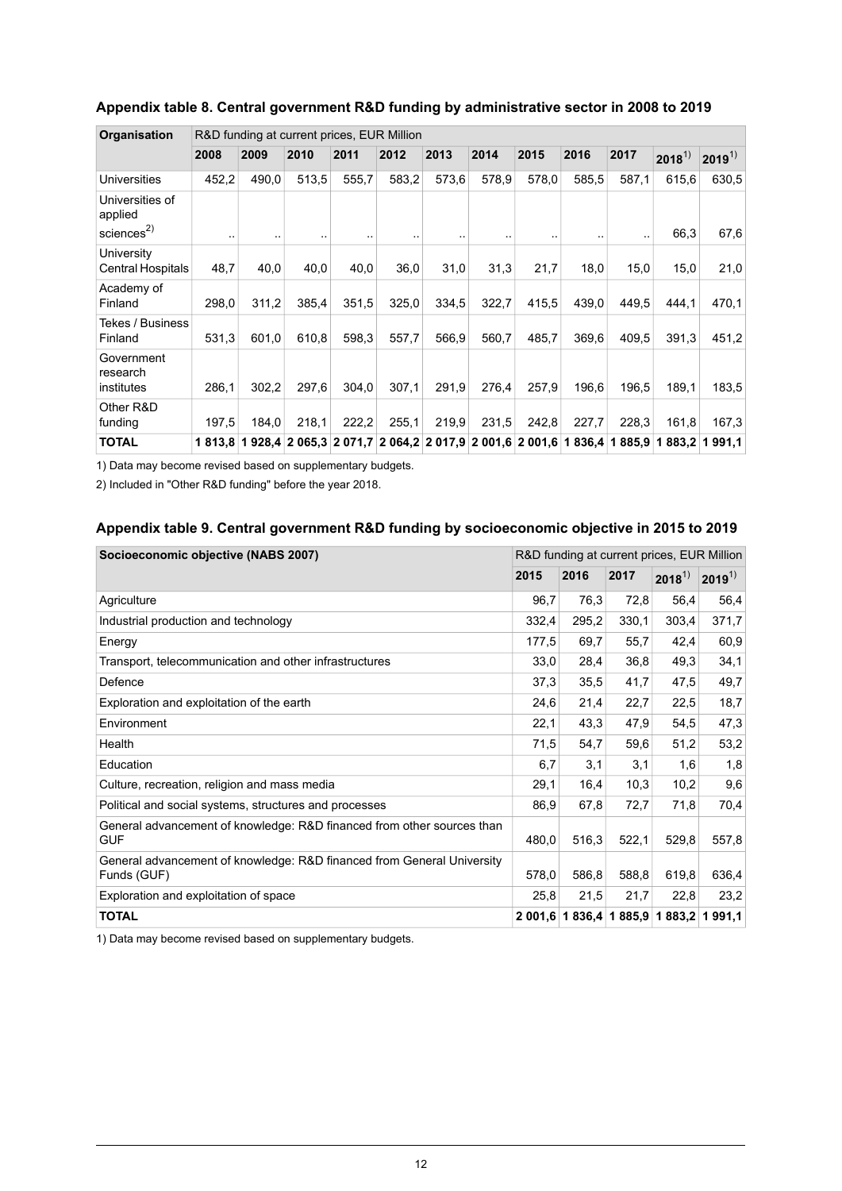### Appendix table 8. Central government R&D funding by administrative sector in 2008 to 2019

| Organisation | R&D funding at current prices, EUR Million | | | | | | | | | | | |
|---|---|---|---|---|---|---|---|---|---|---|---|---|
| | 2008 | 2009 | 2010 | 2011 | 2012 | 2013 | 2014 | 2015 | 2016 | 2017 | 2018[1)] | 2019[1)] |
| Universities | 452,2 | 490,0 | 513,5 | 555,7 | 583,2 | 573,6 | 578,9 | 578,0 | 585,5 | 587,1 | 615,6 | 630,5 |
| Universities of applied sciences[2)] | .. | .. | .. | .. | .. | .. | .. | .. | .. | .. | 66,3 | 67,6 |
| University Central Hospitals | 48,7 | 40,0 | 40,0 | 40,0 | 36,0 | 31,0 | 31,3 | 21,7 | 18,0 | 15,0 | 15,0 | 21,0 |
| Academy of Finland | 298,0 | 311,2 | 385,4 | 351,5 | 325,0 | 334,5 | 322,7 | 415,5 | 439,0 | 449,5 | 444,1 | 470,1 |
| Tekes / Business Finland | 531,3 | 601,0 | 610,8 | 598,3 | 557,7 | 566,9 | 560,7 | 485,7 | 369,6 | 409,5 | 391,3 | 451,2 |
| Government research institutes | 286,1 | 302,2 | 297,6 | 304,0 | 307,1 | 291,9 | 276,4 | 257,9 | 196,6 | 196,5 | 189,1 | 183,5 |
| Other R&D funding | 197,5 | 184,0 | 218,1 | 222,2 | 255,1 | 219,9 | 231,5 | 242,8 | 227,7 | 228,3 | 161,8 | 167,3 |
| **TOTAL** | **1 813,8** | **1 928,4** | **2 065,3** | **2 071,7** | **2 064,2** | **2 017,9** | **2 001,6** | **2 001,6** | **1 836,4** | **1 885,9** | **1 883,2** | **1 991,1** |

1) Data may become revised based on supplementary budgets.

2) Included in "Other R&D funding" before the year 2018.

### Appendix table 9. Central government R&D funding by socioeconomic objective in 2015 to 2019

| Socioeconomic objective (NABS 2007) | R&D funding at current prices, EUR Million | | | | |
|---|---|---|---|---|---|
| | 2015 | 2016 | 2017 | 2018[1)] | 2019[1)] |
| Agriculture | 96,7 | 76,3 | 72,8 | 56,4 | 56,4 |
| Industrial production and technology | 332,4 | 295,2 | 330,1 | 303,4 | 371,7 |
| Energy | 177,5 | 69,7 | 55,7 | 42,4 | 60,9 |
| Transport, telecommunication and other infrastructures | 33,0 | 28,4 | 36,8 | 49,3 | 34,1 |
| Defence | 37,3 | 35,5 | 41,7 | 47,5 | 49,7 |
| Exploration and exploitation of the earth | 24,6 | 21,4 | 22,7 | 22,5 | 18,7 |
| Environment | 22,1 | 43,3 | 47,9 | 54,5 | 47,3 |
| Health | 71,5 | 54,7 | 59,6 | 51,2 | 53,2 |
| Education | 6,7 | 3,1 | 3,1 | 1,6 | 1,8 |
| Culture, recreation, religion and mass media | 29,1 | 16,4 | 10,3 | 10,2 | 9,6 |
| Political and social systems, structures and processes | 86,9 | 67,8 | 72,7 | 71,8 | 70,4 |
| General advancement of knowledge: R&D financed from other sources than GUF | 480,0 | 516,3 | 522,1 | 529,8 | 557,8 |
| General advancement of knowledge: R&D financed from General University Funds (GUF) | 578,0 | 586,8 | 588,8 | 619,8 | 636,4 |
| Exploration and exploitation of space | 25,8 | 21,5 | 21,7 | 22,8 | 23,2 |
| **TOTAL** | **2 001,6** | **1 836,4** | **1 885,9** | **1 883,2** | **1 991,1** |

1) Data may become revised based on supplementary budgets.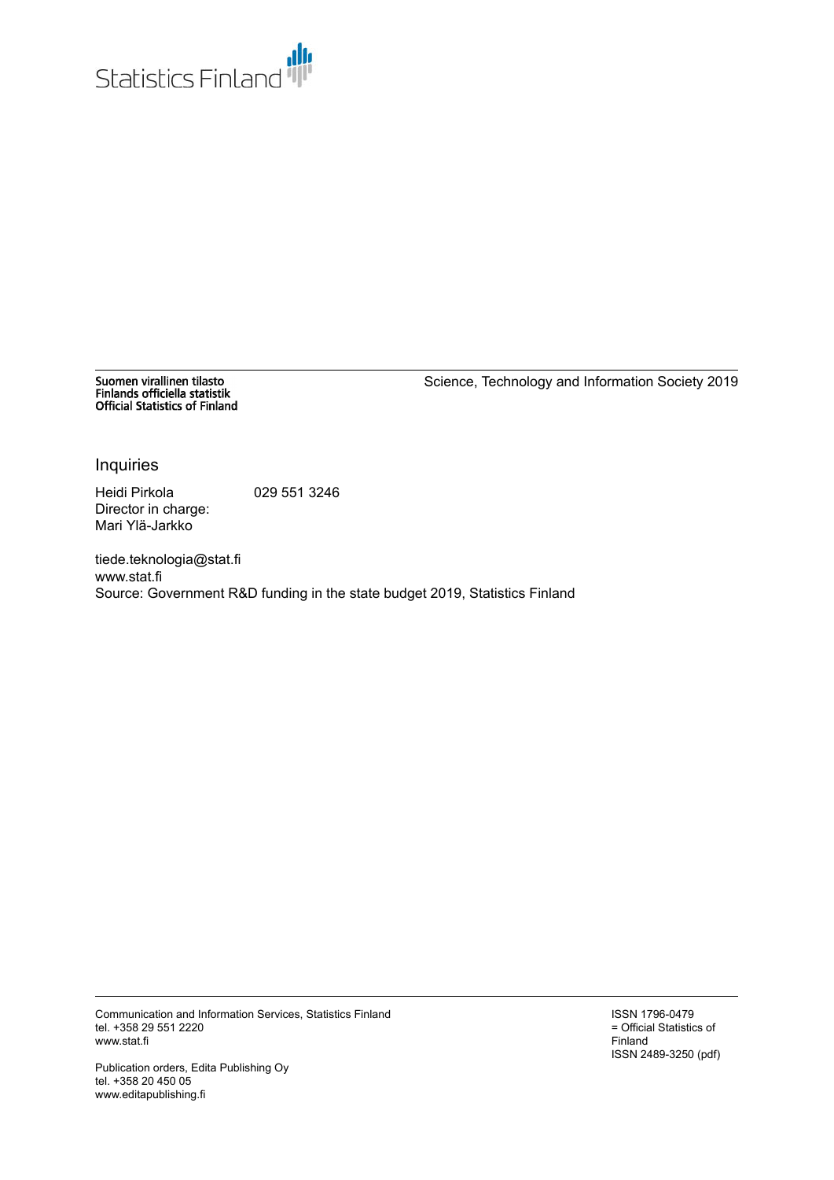Statistics Finland

Suomen virallinen tilasto
Finlands officiella statistik
Official Statistics of Finland

Science, Technology and Information Society 2019

## Inquiries

Heidi Pirkola 029 551 3246
Director in charge:
Mari Ylä-Jarkko

tiede.teknologia@stat.fi
www.stat.fi
Source: Government R&D funding in the state budget 2019, Statistics Finland

Communication and Information Services, Statistics Finland
tel. +358 29 551 2220
www.stat.fi

Publication orders, Edita Publishing Oy
tel. +358 20 450 05
www.editapublishing.fi

ISSN 1796-0479
= Official Statistics of Finland
ISSN 2489-3250 (pdf)